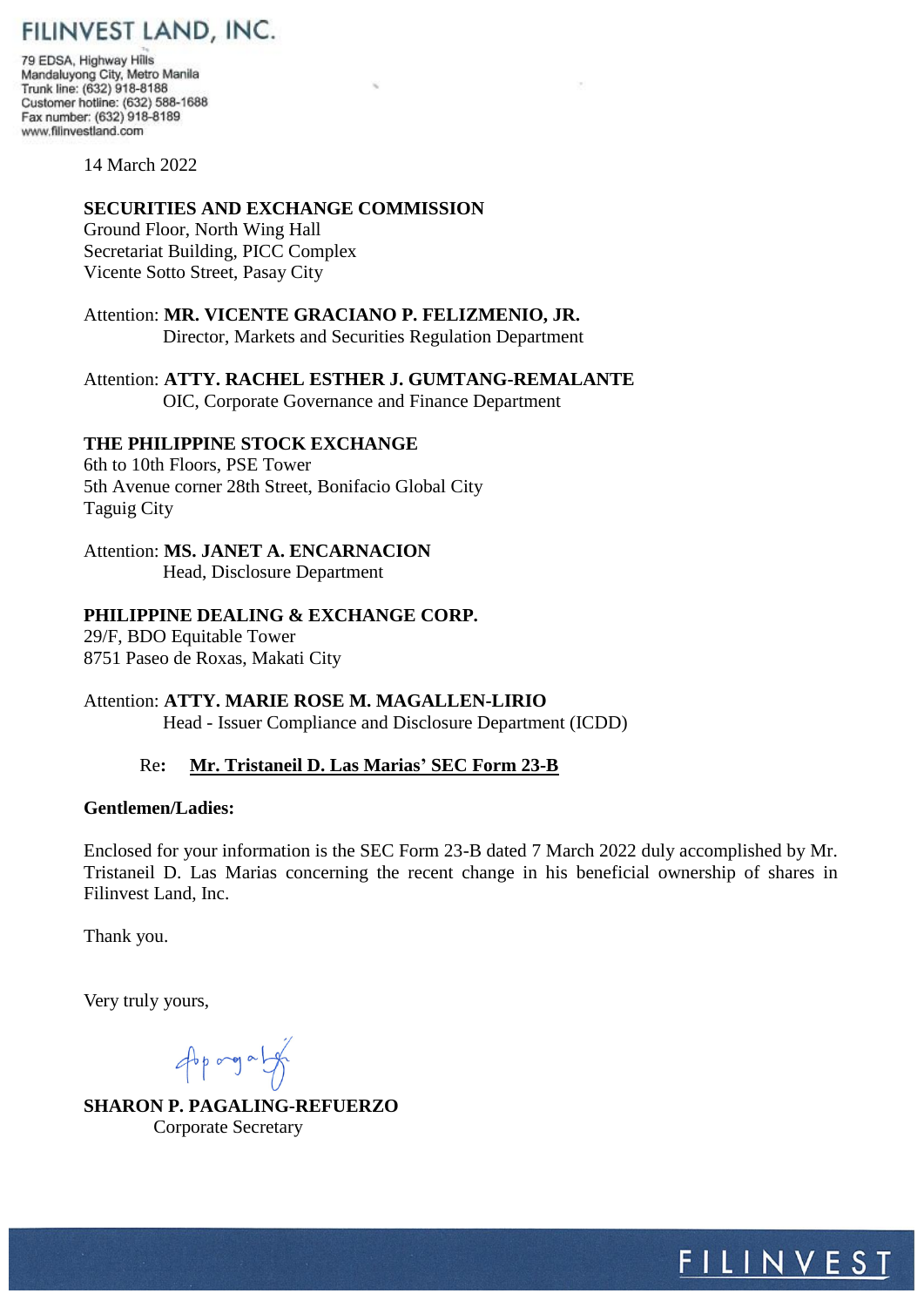**FILINVEST LAND, INC.**

79 EDSA, Highway Hills
Mandaluyong City, Metro Manila
Trunk line: (632) 918-8188
Customer hotline: (632) 588-1688
Fax number: (632) 918-8189
www.filinvestland.com

14 March 2022

**SECURITIES AND EXCHANGE COMMISSION**
Ground Floor, North Wing Hall
Secretariat Building, PICC Complex
Vicente Sotto Street, Pasay City

Attention: **MR. VICENTE GRACIANO P. FELIZMENIO, JR.**
Director, Markets and Securities Regulation Department

Attention: **ATTY. RACHEL ESTHER J. GUMTANG-REMALANTE**
OIC, Corporate Governance and Finance Department

**THE PHILIPPINE STOCK EXCHANGE**
6th to 10th Floors, PSE Tower
5th Avenue corner 28th Street, Bonifacio Global City
Taguig City

Attention: **MS. JANET A. ENCARNACION**
Head, Disclosure Department

**PHILIPPINE DEALING & EXCHANGE CORP.**
29/F, BDO Equitable Tower
8751 Paseo de Roxas, Makati City

Attention: **ATTY. MARIE ROSE M. MAGALLEN-LIRIO**
Head - Issuer Compliance and Disclosure Department (ICDD)

Re**:** **Mr. Tristaneil D. Las Marias' SEC Form 23-B**

**Gentlemen/Ladies:**

Enclosed for your information is the SEC Form 23-B dated 7 March 2022 duly accomplished by Mr. Tristaneil D. Las Marias concerning the recent change in his beneficial ownership of shares in Filinvest Land, Inc.

Thank you.

Very truly yours,

**SHARON P. PAGALING-REFUERZO**
Corporate Secretary

FILINVEST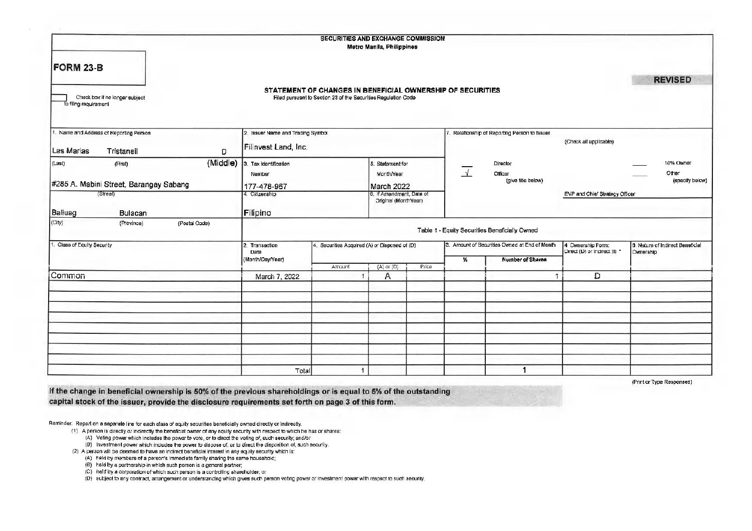SECURITIES AND EXCHANGE COMMISSION
Metro Manila, Philippines

# FORM 23-B

**REVISED**

☐ Check box if no longer subject to filing requirement

## STATEMENT OF CHANGES IN BENEFICIAL OWNERSHIP OF SECURITIES

Filed pursuant to Section 23 of the Securities Regulation Code

| 1. Name and Address of Reporting Person | 2. Issuer Name and Trading Symbol | | 7. Relationship of Reporting Person to Issuer (Check all applicable) |
|---|---|---|---|
| Las Marias (Last) Tristanell (First) D (Middle) | Filinvest Land, Inc. | | ___ Director ___ 10% Owner |
| #285 A. Mabini Street, Barangay Sabang (Street) | 3. Tax Identification Number: 177-478-967 | 5. Statement for Month/Year: March 2022 | √ Officer (give title below) ___ Other (specify below) |
| Baliuag (City) Bulacan (Province) (Postal Code) | 4. Citizenship: Filipino | 6. If Amendment, Date of Original (Month/Year) | EVP and Chief Strategy Officer |

**Table 1 - Equity Securities Beneficially Owned**

| 1. Class of Equity Security | 2. Transaction Date (Month/Day/Year) | 4. Securities Acquired (A) or Disposed of (D) | | | 3. Amount of Securities Owned at End of Month | | 4. Ownership Form: Direct (D) or Indirect (I) * | 6. Nature of Indirect Beneficial Ownership |
|---|---|---|---|---|---|---|---|---|
| | | Amount | (A) or (D) | Price | % | Number of Shares | | |
| Common | March 7, 2022 | 1 | A | | | 1 | D | |
| | | | | | | | | |
| | | | | | | | | |
| | | | | | | | | |
| | | | | | | | | |
| | | | | | | | | |
| | | | | | | | | |
| | | | | | | | | |
| | | | | | | | | |
| | Total | 1 | | | | 1 | | |

(Print or Type Responses)

**If the change in beneficial ownership is 50% of the previous shareholdings or is equal to 5% of the outstanding capital stock of the issuer, provide the disclosure requirements set forth on page 3 of this form.**

Reminder: Report on a separate line for each class of equity securities beneficially owned directly or indirectly.

(1) A person is directly or indirectly the beneficial owner of any equity security with respect to which he has or shares:
  (A) Voting power which includes the power to vote, or to direct the voting of, such security; and/or
  (B) Investment power which includes the power to dispose of, or to direct the disposition of, such security.

(2) A person will be deemed to have an indirect beneficial interest in any equity security which is:
  (A) held by members of a person's immediate family sharing the same household;
  (B) held by a partnership in which such person is a general partner;
  (C) held by a corporation of which such person is a controlling shareholder; or
  (D) subject to any contract, arrangement or understanding which gives such person voting power or investment power with respect to such security.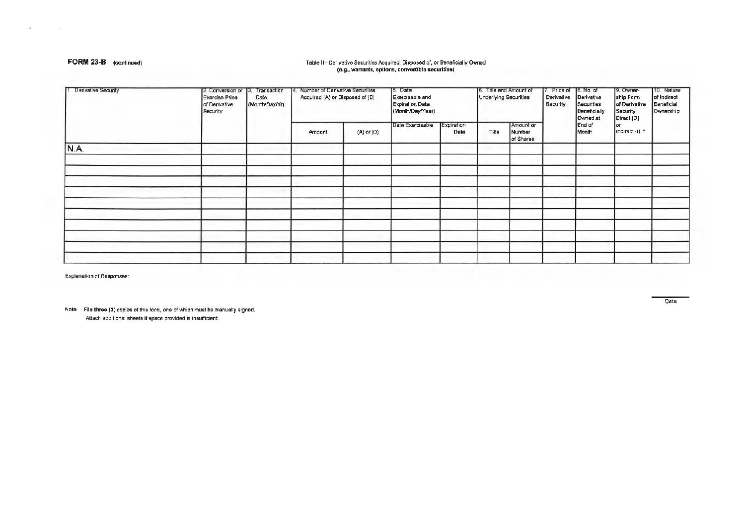**FORM 23-B** (continued)

Table II - Derivative Securities Acquired, Disposed of, or Beneficially Owned
(e.g., warrants, options, convertible securities)

| 1. Derivative Security | 2. Conversion or Exercise Price of Derivative Security | 3. Transaction Date (Month/Day/Yr) | 4. Number of Derivative Securities Acquired (A) or Disposed of (D) | | 5. Date Exercisable and Expiration Date (Month/Day/Year) | | 6. Title and Amount of Underlying Securities | | 7. Price of Derivative Security | 8. No. of Derivative Securities Beneficially Owned at End of Month | 9. Ownership Form of Derivative Security; Direct (D) or Indirect (I) * | 10. Nature of Indirect Beneficial Ownership |
|---|---|---|---|---|---|---|---|---|---|---|---|---|
| | | | Amount | (A) or (D) | Date Exercisable | Expiration Date | Title | Amount or Number of Shares | | | | |
| N.A. | | | | | | | | | | | | |
| | | | | | | | | | | | | |
| | | | | | | | | | | | | |
| | | | | | | | | | | | | |
| | | | | | | | | | | | | |
| | | | | | | | | | | | | |
| | | | | | | | | | | | | |
| | | | | | | | | | | | | |
| | | | | | | | | | | | | |
| | | | | | | | | | | | | |
| | | | | | | | | | | | | |

Explanation of Responses:

Date

Note: File **three** (3) copies of this form, one of which must be manually signed.
Attach additional sheets if space provided is insufficient.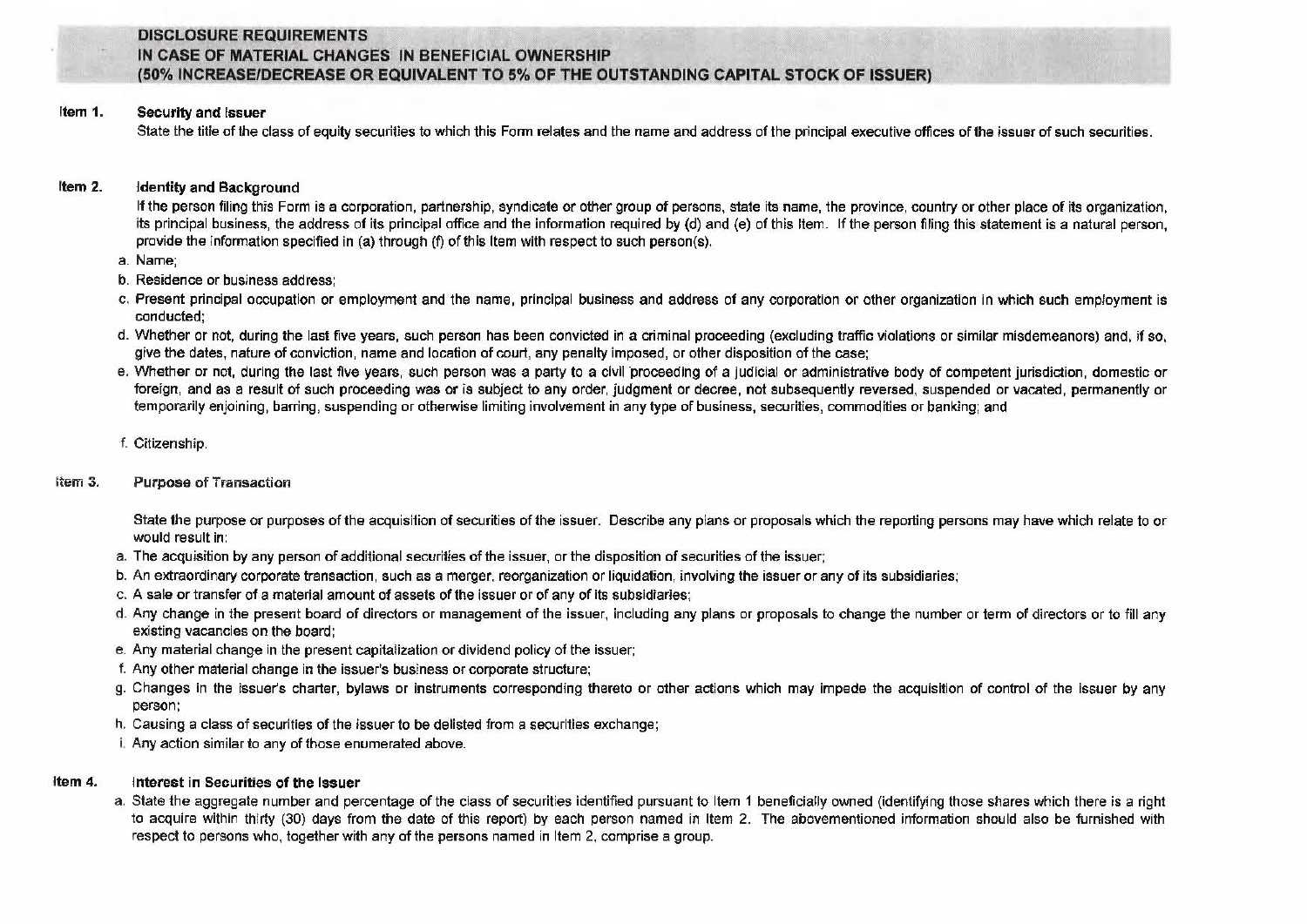## DISCLOSURE REQUIREMENTS
## IN CASE OF MATERIAL CHANGES IN BENEFICIAL OWNERSHIP
## (50% INCREASE/DECREASE OR EQUIVALENT TO 5% OF THE OUTSTANDING CAPITAL STOCK OF ISSUER)

**Item 1. Security and Issuer**

State the title of the class of equity securities to which this Form relates and the name and address of the principal executive offices of the issuer of such securities.

**Item 2. Identity and Background**

If the person filing this Form is a corporation, partnership, syndicate or other group of persons, state its name, the province, country or other place of its organization, its principal business, the address of its principal office and the information required by (d) and (e) of this Item. If the person filing this statement is a natural person, provide the information specified in (a) through (f) of this Item with respect to such person(s).

a. Name;

b. Residence or business address;

c. Present principal occupation or employment and the name, principal business and address of any corporation or other organization in which such employment is conducted;

d. Whether or not, during the last five years, such person has been convicted in a criminal proceeding (excluding traffic violations or similar misdemeanors) and, if so, give the dates, nature of conviction, name and location of court, any penalty imposed, or other disposition of the case;

e. Whether or not, during the last five years, such person was a party to a civil proceeding of a judicial or administrative body of competent jurisdiction, domestic or foreign, and as a result of such proceeding was or is subject to any order, judgment or decree, not subsequently reversed, suspended or vacated, permanently or temporarily enjoining, barring, suspending or otherwise limiting involvement in any type of business, securities, commodities or banking; and

f. Citizenship.

**Item 3. Purpose of Transaction**

State the purpose or purposes of the acquisition of securities of the issuer. Describe any plans or proposals which the reporting persons may have which relate to or would result in:

a. The acquisition by any person of additional securities of the issuer, or the disposition of securities of the issuer;

b. An extraordinary corporate transaction, such as a merger, reorganization or liquidation, involving the issuer or any of its subsidiaries;

c. A sale or transfer of a material amount of assets of the issuer or of any of its subsidiaries;

d. Any change in the present board of directors or management of the issuer, including any plans or proposals to change the number or term of directors or to fill any existing vacancies on the board;

e. Any material change in the present capitalization or dividend policy of the issuer;

f. Any other material change in the issuer's business or corporate structure;

g. Changes in the issuer's charter, bylaws or instruments corresponding thereto or other actions which may impede the acquisition of control of the issuer by any person;

h. Causing a class of securities of the issuer to be delisted from a securities exchange;

i. Any action similar to any of those enumerated above.

**Item 4. Interest in Securities of the Issuer**

a. State the aggregate number and percentage of the class of securities identified pursuant to Item 1 beneficially owned (identifying those shares which there is a right to acquire within thirty (30) days from the date of this report) by each person named in Item 2. The abovementioned information should also be furnished with respect to persons who, together with any of the persons named in Item 2, comprise a group.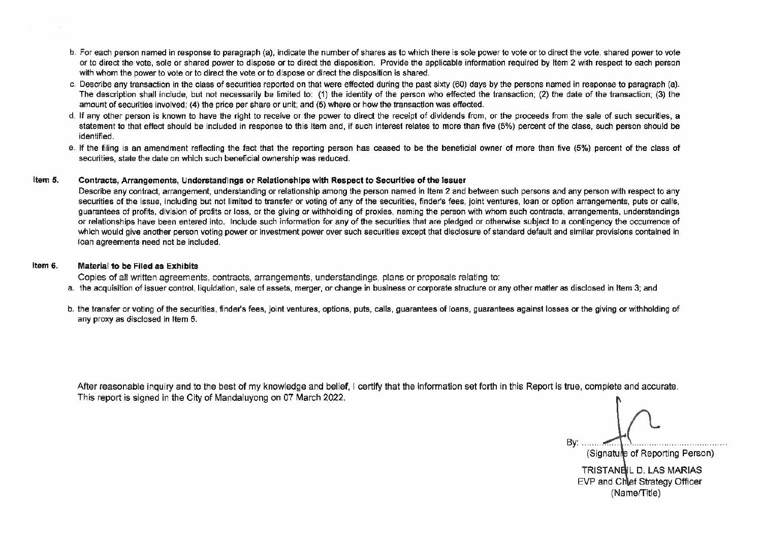b. For each person named in response to paragraph (a), indicate the number of shares as to which there is sole power to vote or to direct the vote, shared power to vote or to direct the vote, sole or shared power to dispose or to direct the disposition. Provide the applicable information required by Item 2 with respect to each person with whom the power to vote or to direct the vote or to dispose or direct the disposition is shared.

c. Describe any transaction in the class of securities reported on that were effected during the past sixty (60) days by the persons named in response to paragraph (a). The description shall include, but not necessarily be limited to: (1) the identity of the person who effected the transaction; (2) the date of the transaction; (3) the amount of securities involved; (4) the price per share or unit; and (5) where or how the transaction was effected.

d. If any other person is known to have the right to receive or the power to direct the receipt of dividends from, or the proceeds from the sale of such securities, a statement to that effect should be included in response to this Item and, if such interest relates to more than five (5%) percent of the class, such person should be identified.

e. If the filing is an amendment reflecting the fact that the reporting person has ceased to be the beneficial owner of more than five (5%) percent of the class of securities, state the date on which such beneficial ownership was reduced.

**Item 5. Contracts, Arrangements, Understandings or Relationships with Respect to Securities of the Issuer**

Describe any contract, arrangement, understanding or relationship among the person named in Item 2 and between such persons and any person with respect to any securities of the issue, including but not limited to transfer or voting of any of the securities, finder's fees, joint ventures, loan or option arrangements, puts or calls, guarantees of profits, division of profits or loss, or the giving or withholding of proxies, naming the person with whom such contracts, arrangements, understandings or relationships have been entered into. Include such information for any of the securities that are pledged or otherwise subject to a contingency the occurrence of which would give another person voting power or investment power over such securities except that disclosure of standard default and similar provisions contained in loan agreements need not be included.

**Item 6. Material to be Filed as Exhibits**

Copies of all written agreements, contracts, arrangements, understandings, plans or proposals relating to:

a. the acquisition of issuer control, liquidation, sale of assets, merger, or change in business or corporate structure or any other matter as disclosed in Item 3; and

b. the transfer or voting of the securities, finder's fees, joint ventures, options, puts, calls, guarantees of loans, guarantees against losses or the giving or withholding of any proxy as disclosed in Item 5.

After reasonable inquiry and to the best of my knowledge and belief, I certify that the information set forth in this Report is true, complete and accurate. This report is signed in the City of Mandaluyong on 07 March 2022.

By: ..........................................................

(Signature of Reporting Person)

TRISTANEIL D. LAS MARIAS
EVP and Chief Strategy Officer
(Name/Title)